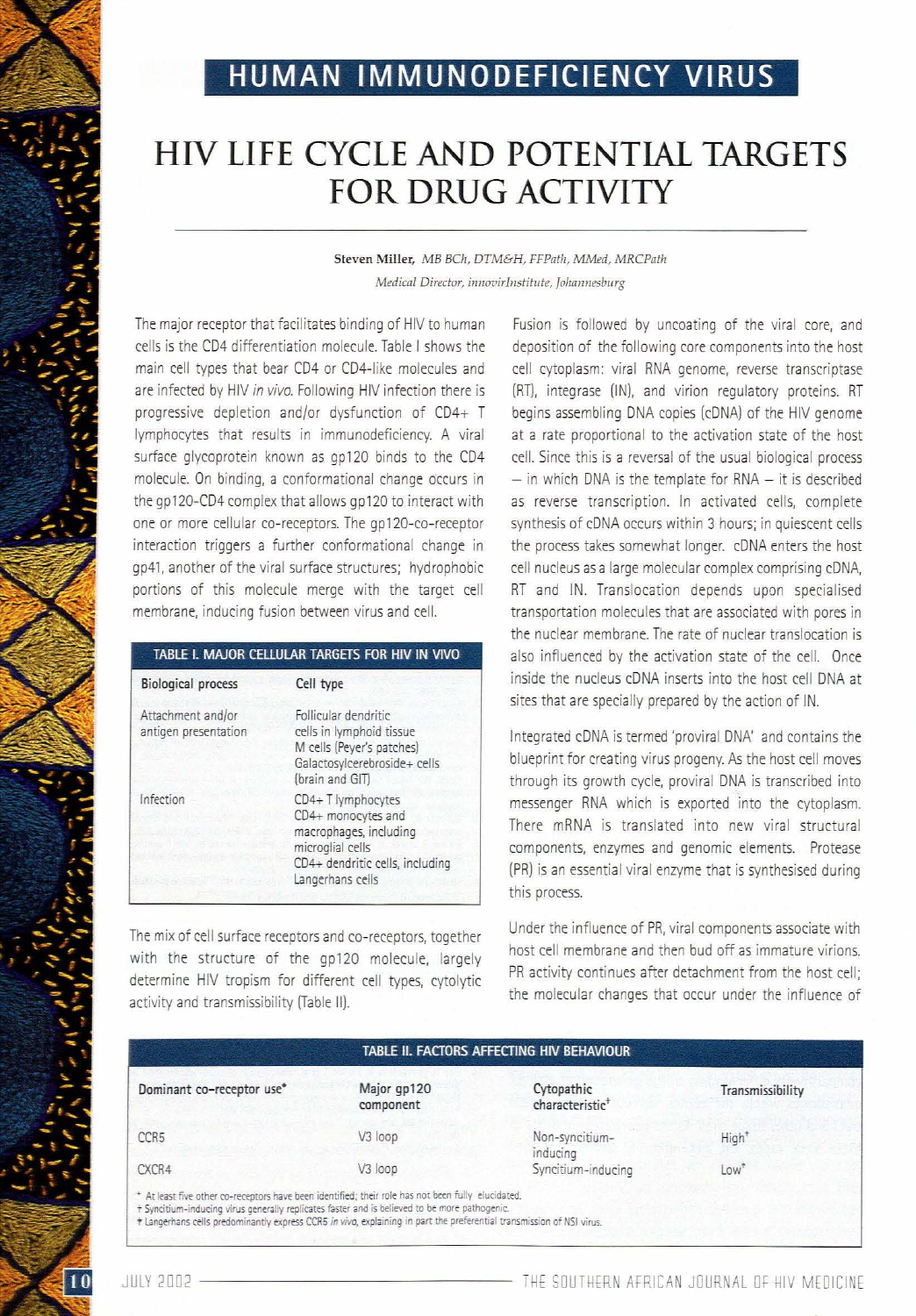# HUMAN IMMUNODEFICIENCY VIRUS

# HIV LIFE CYCLE AND POTENTIAL TARGETS FOR DRUG ACTIVITY

**Steven Miller,** *MB BCh, DTM&H, FFPath, MMed, MRCPath*

*Medical Director, innovirInstitute, Johannesburg*

The major receptor that facilitates binding of HIV to human cells is the CD4 differentiation molecule. Table I shows the main cell types that bear CD4 or CD4-like molecules and are infected by HIV *in vivo*. Following HIV infection there is progressive depletion and/or dysfunction of CD4+ T lymphocytes that results in immunodeficiency. A viral surface glycoprotein known as gp120 binds to the CD4 molecule. On binding, a conformational change occurs in the gp120-CD4 complex that allows gp120 to interact with one or more cellular co-receptors. The gp120-co-receptor interaction triggers a further conformational change in gp41, another of the viral surface structures; hydrophobic portions of this molecule merge with the target cell membrane, inducing fusion between virus and cell.

**TABLE I. MAJOR CELLULAR TARGETS FOR HIV IN VIVO**

| Biological process | Cell type |
|---|---|
| Attachment and/or antigen presentation | Follicular dendritic cells in lymphoid tissue<br>M cells (Peyer's patches)<br>Galactosylcerebroside+ cells (brain and GIT) |
| Infection | CD4+ T lymphocytes<br>CD4+ monocytes and macrophages, including microglial cells<br>CD4+ dendritic cells, including Langerhans cells |

The mix of cell surface receptors and co-receptors, together with the structure of the gp120 molecule, largely determine HIV tropism for different cell types, cytolytic activity and transmissibility (Table II).

Fusion is followed by uncoating of the viral core, and deposition of the following core components into the host cell cytoplasm: viral RNA genome, reverse transcriptase (RT), integrase (IN), and virion regulatory proteins. RT begins assembling DNA copies (cDNA) of the HIV genome at a rate proportional to the activation state of the host cell. Since this is a reversal of the usual biological process – in which DNA is the template for RNA – it is described as reverse transcription. In activated cells, complete synthesis of cDNA occurs within 3 hours; in quiescent cells the process takes somewhat longer. cDNA enters the host cell nucleus as a large molecular complex comprising cDNA, RT and IN. Translocation depends upon specialised transportation molecules that are associated with pores in the nuclear membrane. The rate of nuclear translocation is also influenced by the activation state of the cell. Once inside the nucleus cDNA inserts into the host cell DNA at sites that are specially prepared by the action of IN.

Integrated cDNA is termed 'proviral DNA' and contains the blueprint for creating virus progeny. As the host cell moves through its growth cycle, proviral DNA is transcribed into messenger RNA which is exported into the cytoplasm. There mRNA is translated into new viral structural components, enzymes and genomic elements. Protease (PR) is an essential viral enzyme that is synthesised during this process.

Under the influence of PR, viral components associate with host cell membrane and then bud off as immature virions. PR activity continues after detachment from the host cell; the molecular changes that occur under the influence of

**TABLE II. FACTORS AFFECTING HIV BEHAVIOUR**

| Dominant co-receptor use* | Major gp120 component | Cytopathic characteristic† | Transmissibility |
|---|---|---|---|
| CCR5 | V3 loop | Non-syncitium-inducing | High‡ |
| CXCR4 | V3 loop | Syncitium-inducing | Low‡ |

\* At least five other co-receptors have been identified; their role has not been fully elucidated.
† Syncitium-inducing virus generally replicates faster and is believed to be more pathogenic.
‡ Langerhans cells predominantly express CCR5 *in vivo*, explaining in part the preferential transmission of NSI virus.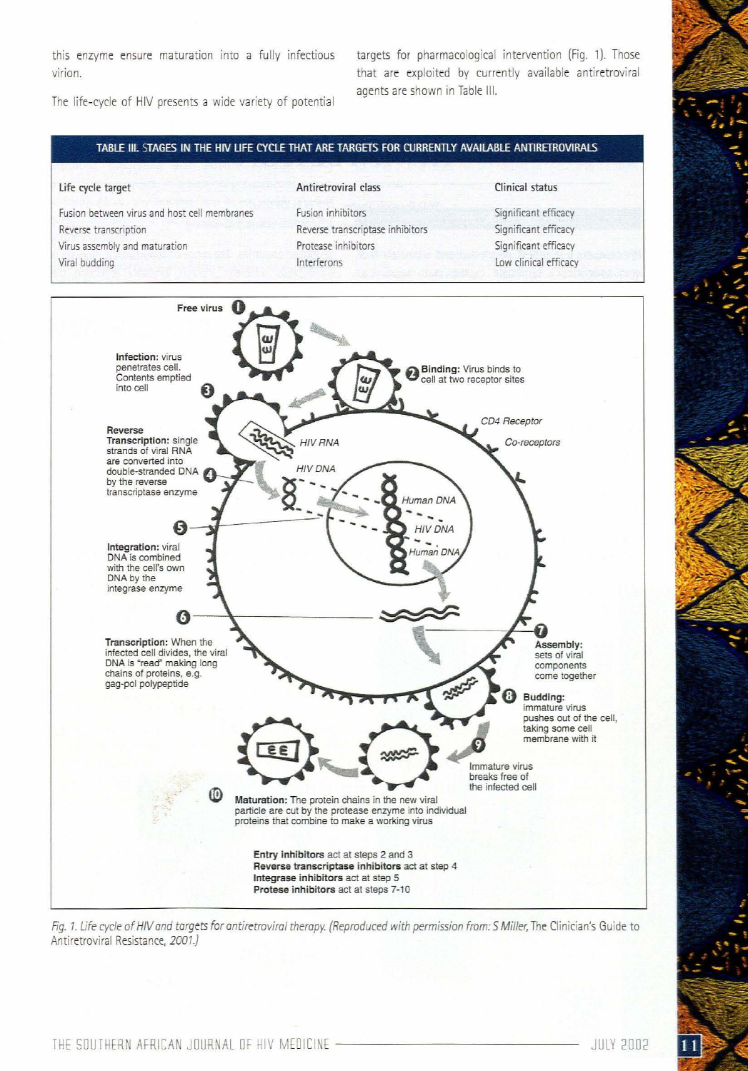this enzyme ensure maturation into a fully infectious virion.

The life-cycle of HIV presents a wide variety of potential targets for pharmacological intervention (Fig. 1). Those that are exploited by currently available antiretroviral agents are shown in Table III.

**TABLE III. STAGES IN THE HIV LIFE CYCLE THAT ARE TARGETS FOR CURRENTLY AVAILABLE ANTIRETROVIRALS**

| Life cycle target | Antiretroviral class | Clinical status |
|---|---|---|
| Fusion between virus and host cell membranes | Fusion inhibitors | Significant efficacy |
| Reverse transcription | Reverse transcriptase inhibitors | Significant efficacy |
| Virus assembly and maturation | Protease inhibitors | Significant efficacy |
| Viral budding | Interferons | Low clinical efficacy |

Free virus 1

**Binding:** Virus binds to cell at two receptor sites 2

**Infection:** virus penetrates cell. Contents emptied into cell 3

CD4 Receptor

Co-receptors

**Reverse Transcription:** single strands of viral RNA are converted into double-stranded DNA by the reverse transcriptase enzyme 4

HIV RNA

HIV DNA

Human DNA

HIV DNA

Human DNA

5 **Integration:** viral DNA is combined with the cell's own DNA by the integrase enzyme

6 **Transcription:** When the infected cell divides, the viral DNA is "read" making long chains of proteins, e.g. gag-pol polypeptide

7 **Assembly:** sets of viral components come together

8 **Budding:** immature virus pushes out of the cell, taking some cell membrane with it

9 Immature virus breaks free of the infected cell

10 **Maturation:** The protein chains in the new viral particle are cut by the protease enzyme into individual proteins that combine to make a working virus

**Entry inhibitors** act at steps 2 and 3
**Reverse transcriptase inhibitors** act at step 4
**Integrase inhibitors** act at step 5
**Protese inhibitors** act at steps 7-10

*Fig. 1. Life cycle of HIV and targets for antiretroviral therapy. (Reproduced with permission from: S Miller,* The Clinician's Guide to Antiretroviral Resistance, *2001.)*